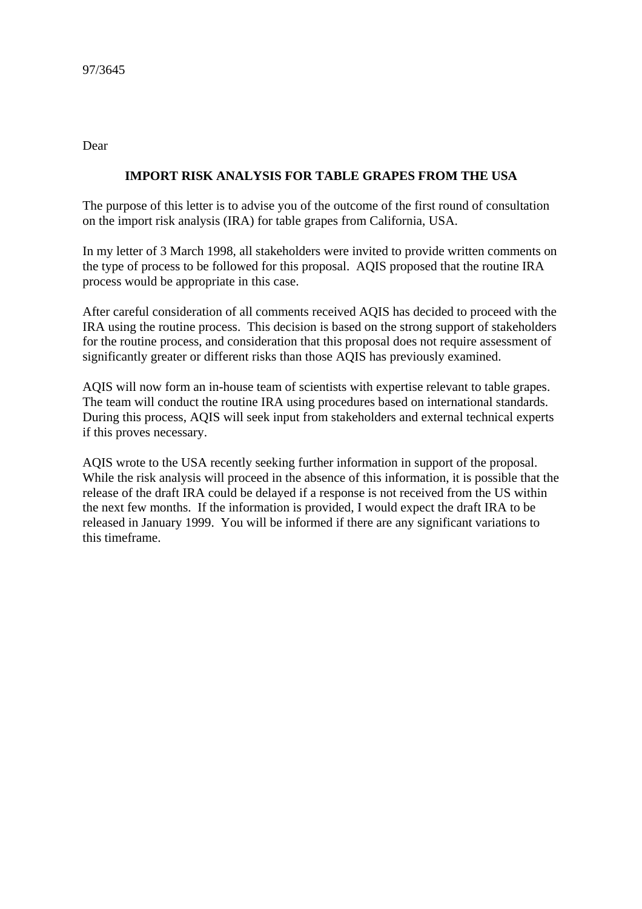97/3645

Dear

**IMPORT RISK ANALYSIS FOR TABLE GRAPES FROM THE USA**

The purpose of this letter is to advise you of the outcome of the first round of consultation on the import risk analysis (IRA) for table grapes from California, USA.

In my letter of 3 March 1998, all stakeholders were invited to provide written comments on the type of process to be followed for this proposal. AQIS proposed that the routine IRA process would be appropriate in this case.

After careful consideration of all comments received AQIS has decided to proceed with the IRA using the routine process. This decision is based on the strong support of stakeholders for the routine process, and consideration that this proposal does not require assessment of significantly greater or different risks than those AQIS has previously examined.

AQIS will now form an in-house team of scientists with expertise relevant to table grapes. The team will conduct the routine IRA using procedures based on international standards. During this process, AQIS will seek input from stakeholders and external technical experts if this proves necessary.

AQIS wrote to the USA recently seeking further information in support of the proposal. While the risk analysis will proceed in the absence of this information, it is possible that the release of the draft IRA could be delayed if a response is not received from the US within the next few months. If the information is provided, I would expect the draft IRA to be released in January 1999. You will be informed if there are any significant variations to this timeframe.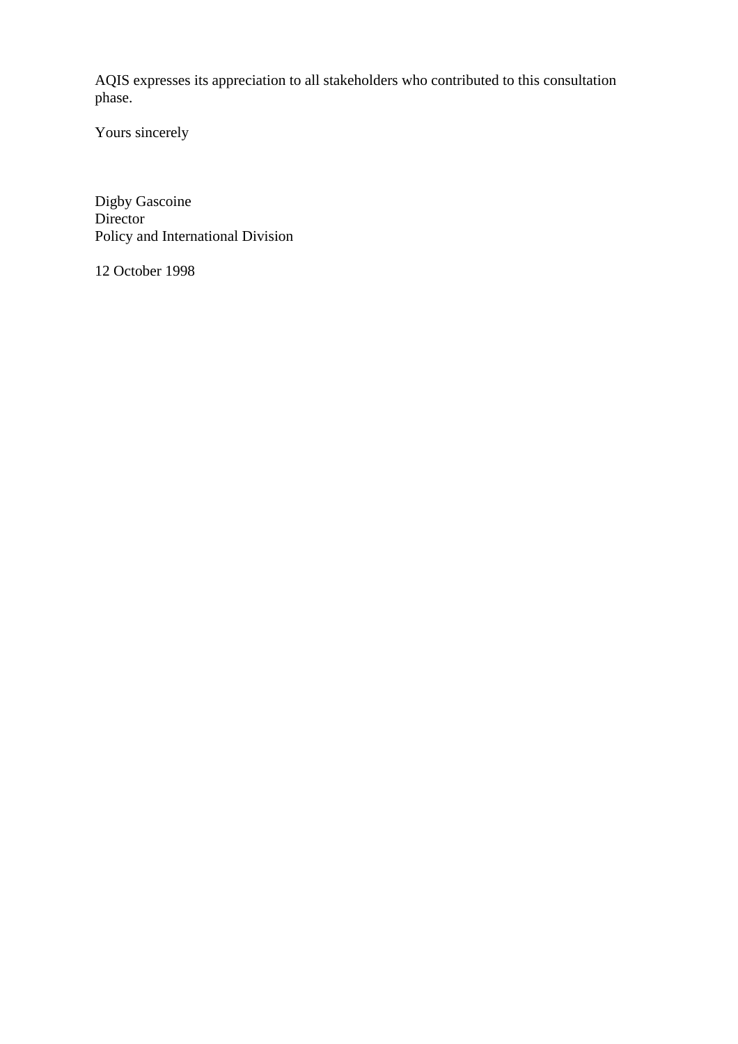AQIS expresses its appreciation to all stakeholders who contributed to this consultation phase.

Yours sincerely

Digby Gascoine
Director
Policy and International Division

12 October 1998